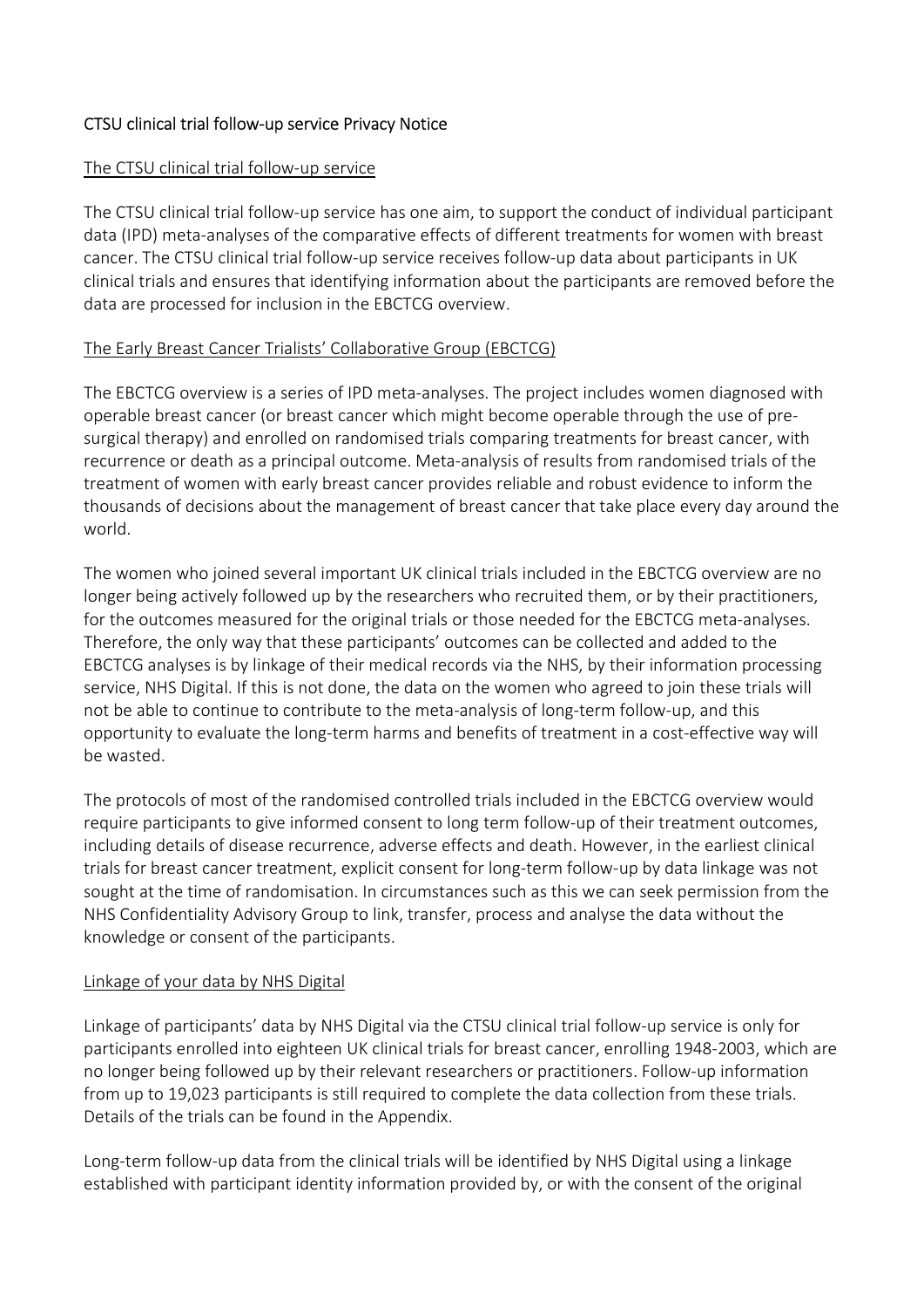# CTSU clinical trial follow-up service Privacy Notice

## The CTSU clinical trial follow-up service

The CTSU clinical trial follow-up service has one aim, to support the conduct of individual participant data (IPD) meta-analyses of the comparative effects of different treatments for women with breast cancer. The CTSU clinical trial follow-up service receives follow-up data about participants in UK clinical trials and ensures that identifying information about the participants are removed before the data are processed for inclusion in the EBCTCG overview.

## The Early Breast Cancer Trialists' Collaborative Group (EBCTCG)

The EBCTCG overview is a series of IPD meta-analyses. The project includes women diagnosed with operable breast cancer (or breast cancer which might become operable through the use of pre-surgical therapy) and enrolled on randomised trials comparing treatments for breast cancer, with recurrence or death as a principal outcome. Meta-analysis of results from randomised trials of the treatment of women with early breast cancer provides reliable and robust evidence to inform the thousands of decisions about the management of breast cancer that take place every day around the world.

The women who joined several important UK clinical trials included in the EBCTCG overview are no longer being actively followed up by the researchers who recruited them, or by their practitioners, for the outcomes measured for the original trials or those needed for the EBCTCG meta-analyses. Therefore, the only way that these participants' outcomes can be collected and added to the EBCTCG analyses is by linkage of their medical records via the NHS, by their information processing service, NHS Digital. If this is not done, the data on the women who agreed to join these trials will not be able to continue to contribute to the meta-analysis of long-term follow-up, and this opportunity to evaluate the long-term harms and benefits of treatment in a cost-effective way will be wasted.

The protocols of most of the randomised controlled trials included in the EBCTCG overview would require participants to give informed consent to long term follow-up of their treatment outcomes, including details of disease recurrence, adverse effects and death. However, in the earliest clinical trials for breast cancer treatment, explicit consent for long-term follow-up by data linkage was not sought at the time of randomisation. In circumstances such as this we can seek permission from the NHS Confidentiality Advisory Group to link, transfer, process and analyse the data without the knowledge or consent of the participants.

## Linkage of your data by NHS Digital

Linkage of participants' data by NHS Digital via the CTSU clinical trial follow-up service is only for participants enrolled into eighteen UK clinical trials for breast cancer, enrolling 1948-2003, which are no longer being followed up by their relevant researchers or practitioners. Follow-up information from up to 19,023 participants is still required to complete the data collection from these trials. Details of the trials can be found in the Appendix.

Long-term follow-up data from the clinical trials will be identified by NHS Digital using a linkage established with participant identity information provided by, or with the consent of the original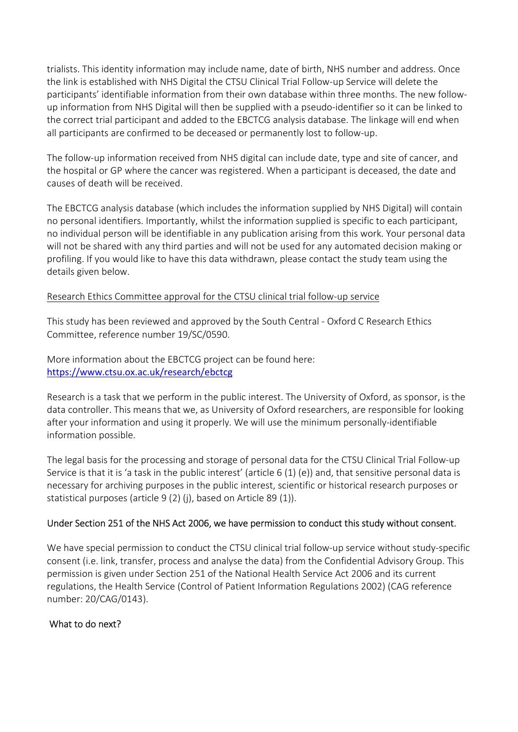trialists. This identity information may include name, date of birth, NHS number and address. Once the link is established with NHS Digital the CTSU Clinical Trial Follow-up Service will delete the participants' identifiable information from their own database within three months. The new follow-up information from NHS Digital will then be supplied with a pseudo-identifier so it can be linked to the correct trial participant and added to the EBCTCG analysis database. The linkage will end when all participants are confirmed to be deceased or permanently lost to follow-up.

The follow-up information received from NHS digital can include date, type and site of cancer, and the hospital or GP where the cancer was registered. When a participant is deceased, the date and causes of death will be received.

The EBCTCG analysis database (which includes the information supplied by NHS Digital) will contain no personal identifiers. Importantly, whilst the information supplied is specific to each participant, no individual person will be identifiable in any publication arising from this work. Your personal data will not be shared with any third parties and will not be used for any automated decision making or profiling. If you would like to have this data withdrawn, please contact the study team using the details given below.

<u>Research Ethics Committee approval for the CTSU clinical trial follow-up service</u>

This study has been reviewed and approved by the South Central - Oxford C Research Ethics Committee, reference number 19/SC/0590.

More information about the EBCTCG project can be found here:
[https://www.ctsu.ox.ac.uk/research/ebctcg](https://www.ctsu.ox.ac.uk/research/ebctcg)

Research is a task that we perform in the public interest. The University of Oxford, as sponsor, is the data controller. This means that we, as University of Oxford researchers, are responsible for looking after your information and using it properly. We will use the minimum personally-identifiable information possible.

The legal basis for the processing and storage of personal data for the CTSU Clinical Trial Follow-up Service is that it is 'a task in the public interest' (article 6 (1) (e)) and, that sensitive personal data is necessary for archiving purposes in the public interest, scientific or historical research purposes or statistical purposes (article 9 (2) (j), based on Article 89 (1)).

Under Section 251 of the NHS Act 2006, we have permission to conduct this study without consent.

We have special permission to conduct the CTSU clinical trial follow-up service without study-specific consent (i.e. link, transfer, process and analyse the data) from the Confidential Advisory Group. This permission is given under Section 251 of the National Health Service Act 2006 and its current regulations, the Health Service (Control of Patient Information Regulations 2002) (CAG reference number: 20/CAG/0143).

What to do next?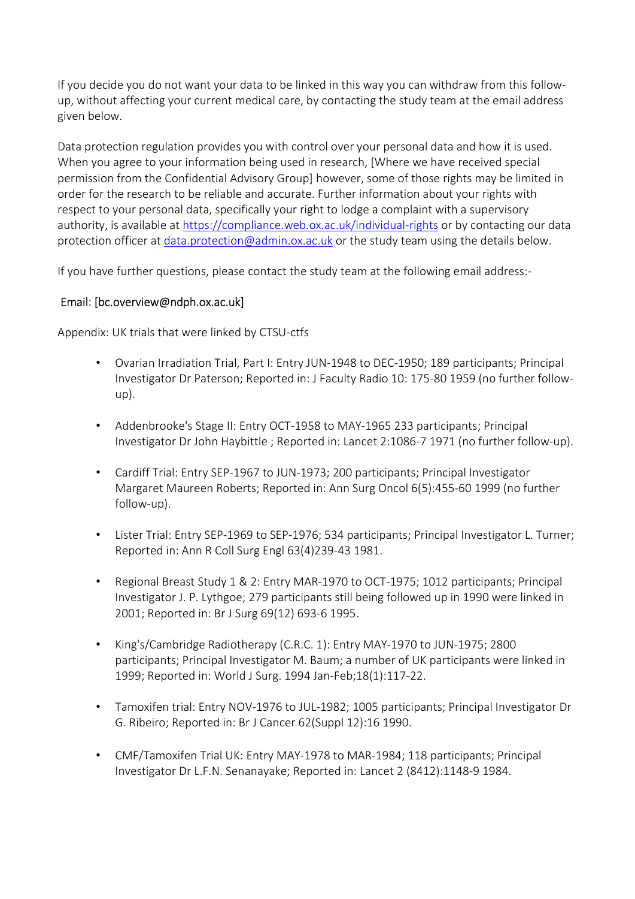If you decide you do not want your data to be linked in this way you can withdraw from this follow-up, without affecting your current medical care, by contacting the study team at the email address given below.

Data protection regulation provides you with control over your personal data and how it is used. When you agree to your information being used in research, [Where we have received special permission from the Confidential Advisory Group] however, some of those rights may be limited in order for the research to be reliable and accurate. Further information about your rights with respect to your personal data, specifically your right to lodge a complaint with a supervisory authority, is available at https://compliance.web.ox.ac.uk/individual-rights or by contacting our data protection officer at data.protection@admin.ox.ac.uk or the study team using the details below.

If you have further questions, please contact the study team at the following email address:-

Email: [bc.overview@ndph.ox.ac.uk]

Appendix: UK trials that were linked by CTSU-ctfs

- Ovarian Irradiation Trial, Part I: Entry JUN-1948 to DEC-1950; 189 participants; Principal Investigator Dr Paterson; Reported in: J Faculty Radio 10: 175-80 1959 (no further follow-up).
- Addenbrooke's Stage II: Entry OCT-1958 to MAY-1965 233 participants; Principal Investigator Dr John Haybittle ; Reported in: Lancet 2:1086-7 1971 (no further follow-up).
- Cardiff Trial: Entry SEP-1967 to JUN-1973; 200 participants; Principal Investigator Margaret Maureen Roberts; Reported in: Ann Surg Oncol 6(5):455-60 1999 (no further follow-up).
- Lister Trial: Entry SEP-1969 to SEP-1976; 534 participants; Principal Investigator L. Turner; Reported in: Ann R Coll Surg Engl 63(4)239-43 1981.
- Regional Breast Study 1 & 2: Entry MAR-1970 to OCT-1975; 1012 participants; Principal Investigator J. P. Lythgoe; 279 participants still being followed up in 1990 were linked in 2001; Reported in: Br J Surg 69(12) 693-6 1995.
- King's/Cambridge Radiotherapy (C.R.C. 1): Entry MAY-1970 to JUN-1975; 2800 participants; Principal Investigator M. Baum; a number of UK participants were linked in 1999; Reported in: World J Surg. 1994 Jan-Feb;18(1):117-22.
- Tamoxifen trial: Entry NOV-1976 to JUL-1982; 1005 participants; Principal Investigator Dr G. Ribeiro; Reported in: Br J Cancer 62(Suppl 12):16 1990.
- CMF/Tamoxifen Trial UK: Entry MAY-1978 to MAR-1984; 118 participants; Principal Investigator Dr L.F.N. Senanayake; Reported in: Lancet 2 (8412):1148-9 1984.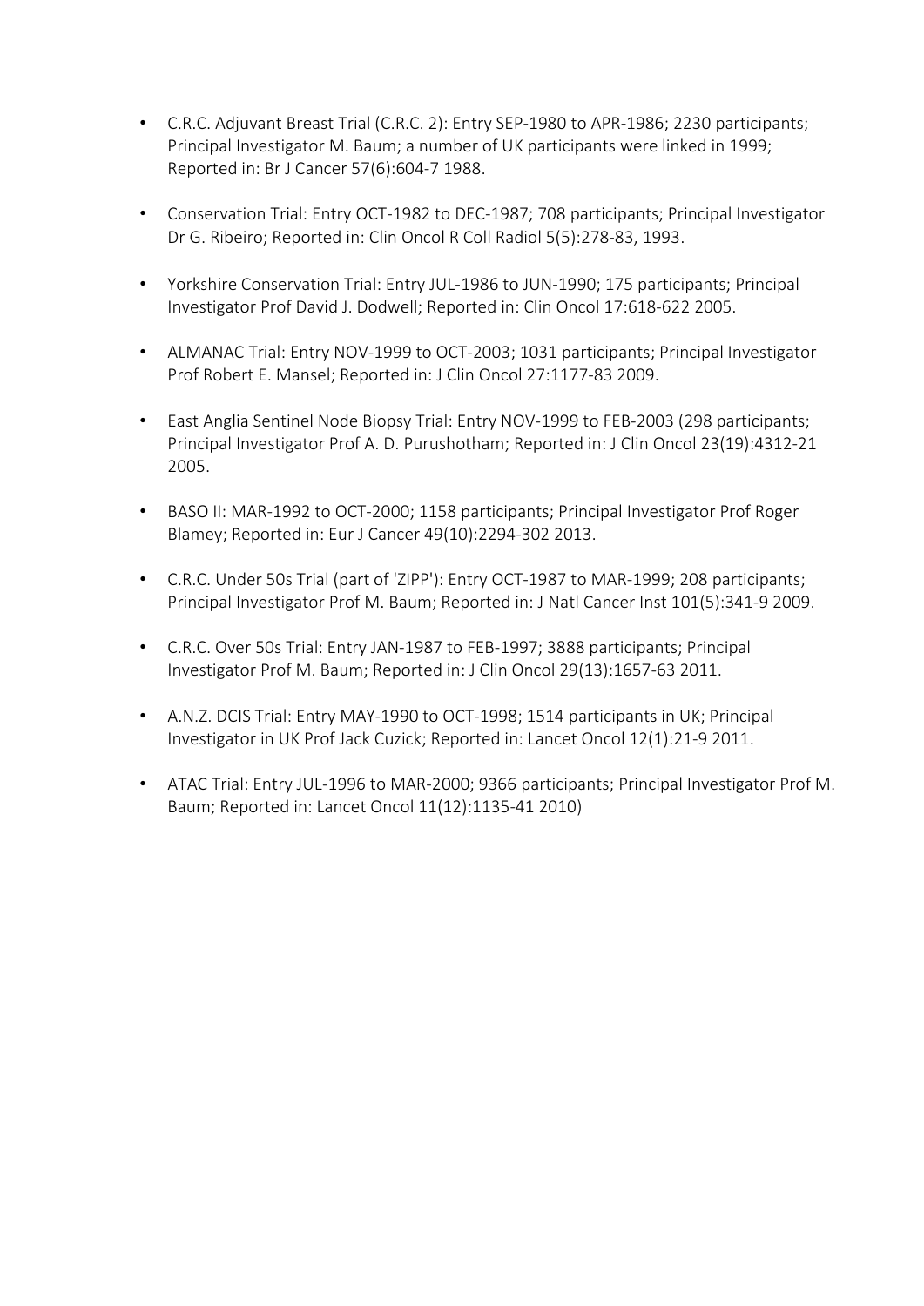- C.R.C. Adjuvant Breast Trial (C.R.C. 2): Entry SEP-1980 to APR-1986; 2230 participants; Principal Investigator M. Baum; a number of UK participants were linked in 1999; Reported in: Br J Cancer 57(6):604-7 1988.

- Conservation Trial: Entry OCT-1982 to DEC-1987; 708 participants; Principal Investigator Dr G. Ribeiro; Reported in: Clin Oncol R Coll Radiol 5(5):278-83, 1993.

- Yorkshire Conservation Trial: Entry JUL-1986 to JUN-1990; 175 participants; Principal Investigator Prof David J. Dodwell; Reported in: Clin Oncol 17:618-622 2005.

- ALMANAC Trial: Entry NOV-1999 to OCT-2003; 1031 participants; Principal Investigator Prof Robert E. Mansel; Reported in: J Clin Oncol 27:1177-83 2009.

- East Anglia Sentinel Node Biopsy Trial: Entry NOV-1999 to FEB-2003 (298 participants; Principal Investigator Prof A. D. Purushotham; Reported in: J Clin Oncol 23(19):4312-21 2005.

- BASO II: MAR-1992 to OCT-2000; 1158 participants; Principal Investigator Prof Roger Blamey; Reported in: Eur J Cancer 49(10):2294-302 2013.

- C.R.C. Under 50s Trial (part of 'ZIPP'): Entry OCT-1987 to MAR-1999; 208 participants; Principal Investigator Prof M. Baum; Reported in: J Natl Cancer Inst 101(5):341-9 2009.

- C.R.C. Over 50s Trial: Entry JAN-1987 to FEB-1997; 3888 participants; Principal Investigator Prof M. Baum; Reported in: J Clin Oncol 29(13):1657-63 2011.

- A.N.Z. DCIS Trial: Entry MAY-1990 to OCT-1998; 1514 participants in UK; Principal Investigator in UK Prof Jack Cuzick; Reported in: Lancet Oncol 12(1):21-9 2011.

- ATAC Trial: Entry JUL-1996 to MAR-2000; 9366 participants; Principal Investigator Prof M. Baum; Reported in: Lancet Oncol 11(12):1135-41 2010)